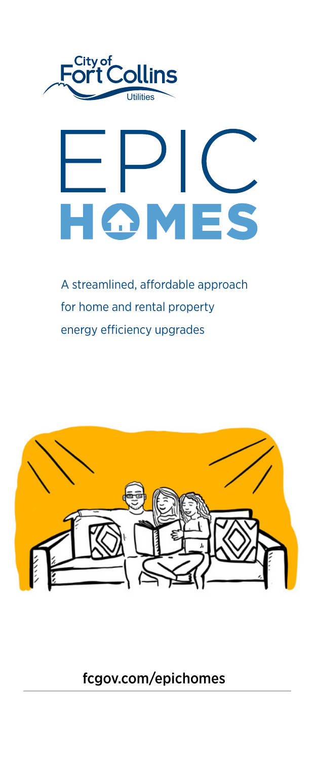City of Fort Collins Utilities

# EPIC HOMES

A streamlined, affordable approach for home and rental property energy efficiency upgrades

fcgov.com/epichomes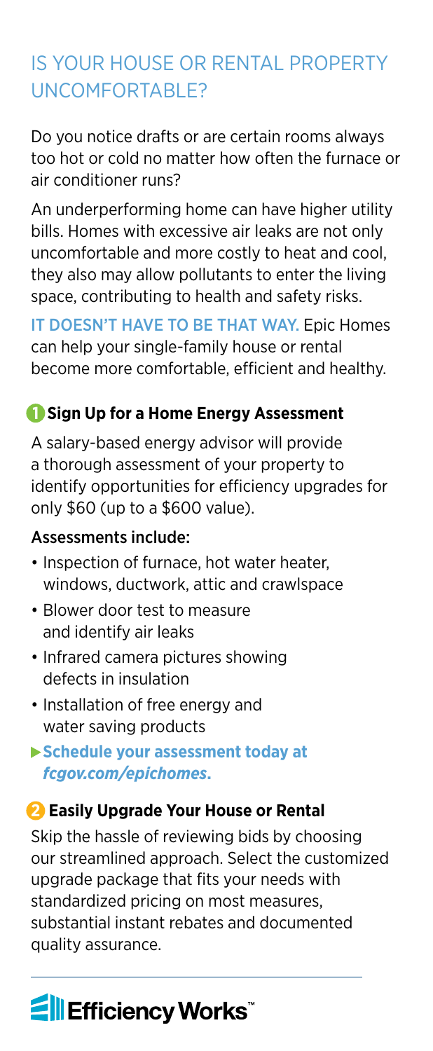# IS YOUR HOUSE OR RENTAL PROPERTY UNCOMFORTABLE?

Do you notice drafts or are certain rooms always too hot or cold no matter how often the furnace or air conditioner runs?

An underperforming home can have higher utility bills. Homes with excessive air leaks are not only uncomfortable and more costly to heat and cool, they also may allow pollutants to enter the living space, contributing to health and safety risks.

IT DOESN'T HAVE TO BE THAT WAY. Epic Homes can help your single-family house or rental become more comfortable, efficient and healthy.

## 1 Sign Up for a Home Energy Assessment

A salary-based energy advisor will provide a thorough assessment of your property to identify opportunities for efficiency upgrades for only $60 (up to a $600 value).

### Assessments include:

- Inspection of furnace, hot water heater, windows, ductwork, attic and crawlspace
- Blower door test to measure and identify air leaks
- Infrared camera pictures showing defects in insulation
- Installation of free energy and water saving products

▶ **Schedule your assessment today at *fcgov.com/epichomes*.**

## 2 Easily Upgrade Your House or Rental

Skip the hassle of reviewing bids by choosing our streamlined approach. Select the customized upgrade package that fits your needs with standardized pricing on most measures, substantial instant rebates and documented quality assurance.

**Efficiency Works™**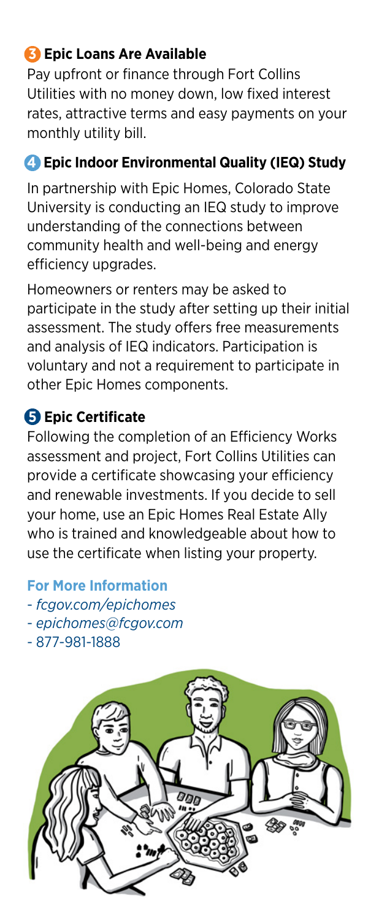### 3 Epic Loans Are Available

Pay upfront or finance through Fort Collins Utilities with no money down, low fixed interest rates, attractive terms and easy payments on your monthly utility bill.

### 4 Epic Indoor Environmental Quality (IEQ) Study

In partnership with Epic Homes, Colorado State University is conducting an IEQ study to improve understanding of the connections between community health and well-being and energy efficiency upgrades.

Homeowners or renters may be asked to participate in the study after setting up their initial assessment. The study offers free measurements and analysis of IEQ indicators. Participation is voluntary and not a requirement to participate in other Epic Homes components.

### 5 Epic Certificate

Following the completion of an Efficiency Works assessment and project, Fort Collins Utilities can provide a certificate showcasing your efficiency and renewable investments. If you decide to sell your home, use an Epic Homes Real Estate Ally who is trained and knowledgeable about how to use the certificate when listing your property.

**For More Information**

- *fcgov.com/epichomes*
- *epichomes@fcgov.com*
- 877-981-1888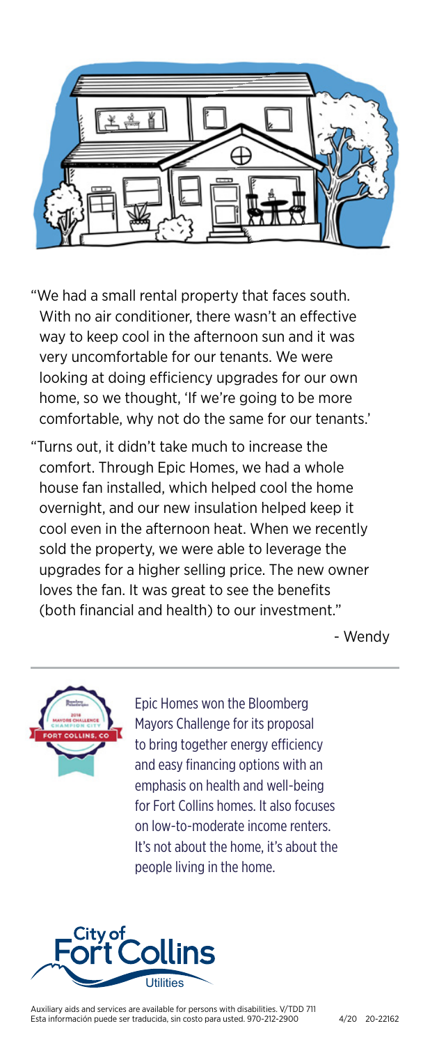"We had a small rental property that faces south. With no air conditioner, there wasn't an effective way to keep cool in the afternoon sun and it was very uncomfortable for our tenants. We were looking at doing efficiency upgrades for our own home, so we thought, 'If we're going to be more comfortable, why not do the same for our tenants.'

"Turns out, it didn't take much to increase the comfort. Through Epic Homes, we had a whole house fan installed, which helped cool the home overnight, and our new insulation helped keep it cool even in the afternoon heat. When we recently sold the property, we were able to leverage the upgrades for a higher selling price. The new owner loves the fan. It was great to see the benefits (both financial and health) to our investment."

- Wendy

---

Epic Homes won the Bloomberg Mayors Challenge for its proposal to bring together energy efficiency and easy financing options with an emphasis on health and well-being for Fort Collins homes. It also focuses on low-to-moderate income renters. It's not about the home, it's about the people living in the home.

City of Fort Collins Utilities

Auxiliary aids and services are available for persons with disabilities. V/TDD 711
Esta información puede ser traducida, sin costo para usted. 970-212-2900 4/20 20-22162